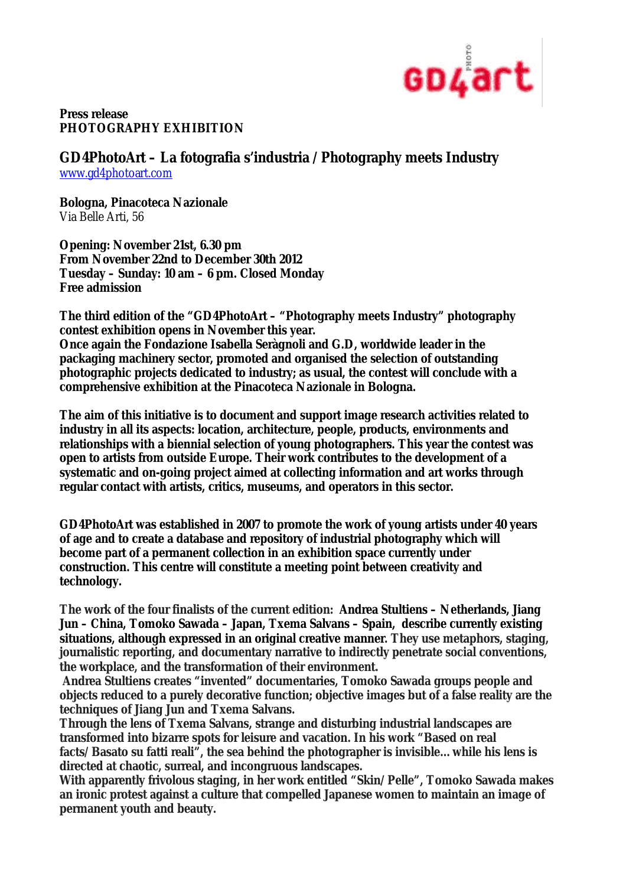**Press release**
**PHOTOGRAPHY EXHIBITION**

## GD4PhotoArt – La fotografia s'industria / Photography meets Industry

www.gd4photoart.com

**Bologna, Pinacoteca Nazionale**
Via Belle Arti, 56

**Opening: November 21st, 6.30 pm**
**From November 22nd to December 30th 2012**
**Tuesday – Sunday: 10 am – 6 pm. Closed Monday**
**Free admission**

**The third edition of the "GD4PhotoArt – "Photography meets Industry" photography contest exhibition opens in November this year.**
**Once again the Fondazione Isabella Seràgnoli and G.D, worldwide leader in the packaging machinery sector, promoted and organised the selection of outstanding photographic projects dedicated to industry; as usual, the contest will conclude with a comprehensive exhibition at the Pinacoteca Nazionale in Bologna.**

**The aim of this initiative is to document and support image research activities related to industry in all its aspects: location, architecture, people, products, environments and relationships with a biennial selection of young photographers. This year the contest was open to artists from outside Europe. Their work contributes to the development of a systematic and on-going project aimed at collecting information and art works through regular contact with artists, critics, museums, and operators in this sector.**

**GD4PhotoArt was established in 2007 to promote the work of young artists under 40 years of age and to create a database and repository of industrial photography which will become part of a permanent collection in an exhibition space currently under construction. This centre will constitute a meeting point between creativity and technology.**

The work of the four finalists of the current edition: **Andrea Stultiens – Netherlands, Jiang Jun – China, Tomoko Sawada – Japan, Txema Salvans – Spain, describe currently existing situations, although expressed in an original creative manner.** They use metaphors, staging, journalistic reporting, and documentary narrative to indirectly penetrate social conventions, the workplace, and the transformation of their environment.
**Andrea Stultiens creates "invented" documentaries, Tomoko Sawada groups people and objects reduced to a purely decorative function; objective images but of a false reality are the techniques of Jiang Jun and Txema Salvans.**
**Through the lens of Txema Salvans, strange and disturbing industrial landscapes are transformed into bizarre spots for leisure and vacation. In his work "Based on real facts/Basato su fatti reali", the sea behind the photographer is invisible... while his lens is directed at chaotic, surreal, and incongruous landscapes.**
**With apparently frivolous staging, in her work entitled "Skin/Pelle", Tomoko Sawada makes an ironic protest against a culture that compelled Japanese women to maintain an image of permanent youth and beauty.**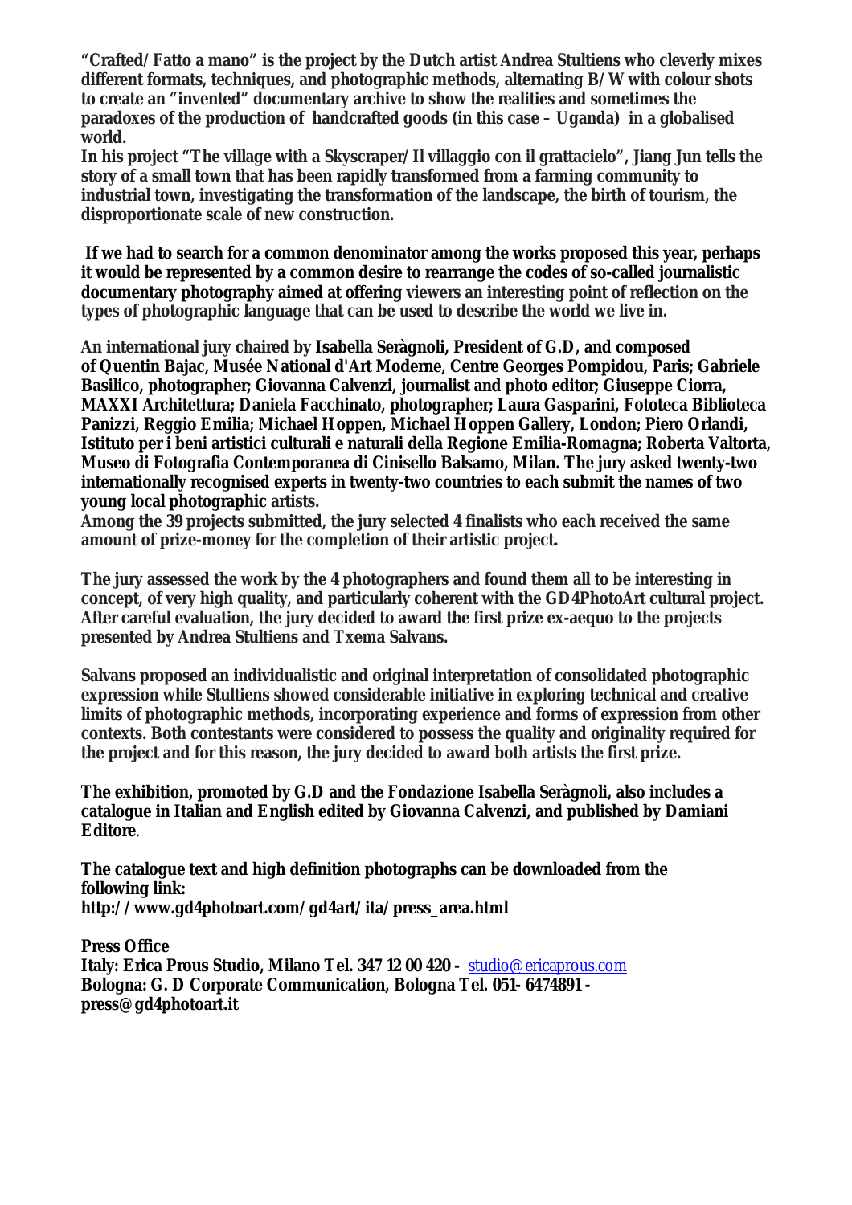**"Crafted/Fatto a mano" is the project by the Dutch artist Andrea Stultiens who cleverly mixes different formats, techniques, and photographic methods, alternating B/W with colour shots to create an "invented" documentary archive to show the realities and sometimes the paradoxes of the production of handcrafted goods (in this case – Uganda) in a globalised world.**

**In his project "The village with a Skyscraper/Il villaggio con il grattacielo", Jiang Jun tells the story of a small town that has been rapidly transformed from a farming community to industrial town, investigating the transformation of the landscape, the birth of tourism, the disproportionate scale of new construction.**

**If we had to search for a common denominator among the works proposed this year, perhaps it would be represented by a common desire to rearrange the codes of so-called journalistic documentary photography aimed at offering viewers an interesting point of reflection on the types of photographic language that can be used to describe the world we live in.**

**An international jury chaired by Isabella Seràgnoli, President of G.D, and composed of Quentin Bajac, Musée National d'Art Moderne, Centre Georges Pompidou, Paris; Gabriele Basilico, photographer; Giovanna Calvenzi, journalist and photo editor; Giuseppe Ciorra, MAXXI Architettura; Daniela Facchinato, photographer; Laura Gasparini, Fototeca Biblioteca Panizzi, Reggio Emilia; Michael Hoppen, Michael Hoppen Gallery, London; Piero Orlandi, Istituto per i beni artistici culturali e naturali della Regione Emilia-Romagna; Roberta Valtorta, Museo di Fotografia Contemporanea di Cinisello Balsamo, Milan. The jury asked twenty-two internationally recognised experts in twenty-two countries to each submit the names of two young local photographic artists.**

**Among the 39 projects submitted, the jury selected 4 finalists who each received the same amount of prize-money for the completion of their artistic project.**

**The jury assessed the work by the 4 photographers and found them all to be interesting in concept, of very high quality, and particularly coherent with the GD4PhotoArt cultural project. After careful evaluation, the jury decided to award the first prize ex-aequo to the projects presented by Andrea Stultiens and Txema Salvans.**

**Salvans proposed an individualistic and original interpretation of consolidated photographic expression while Stultiens showed considerable initiative in exploring technical and creative limits of photographic methods, incorporating experience and forms of expression from other contexts. Both contestants were considered to possess the quality and originality required for the project and for this reason, the jury decided to award both artists the first prize.**

**The exhibition, promoted by G.D and the Fondazione Isabella Seràgnoli, also includes a catalogue in Italian and English edited by Giovanna Calvenzi, and published by Damiani Editore**.

**The catalogue text and high definition photographs can be downloaded from the following link:**
**http://www.gd4photoart.com/gd4art/ita/press_area.html**

**Press Office**
**Italy: Erica Prous Studio, Milano Tel. 347 12 00 420 -** studio@ericaprous.com
**Bologna: G. D Corporate Communication, Bologna Tel. 051- 6474891 - press@gd4photoart.it**